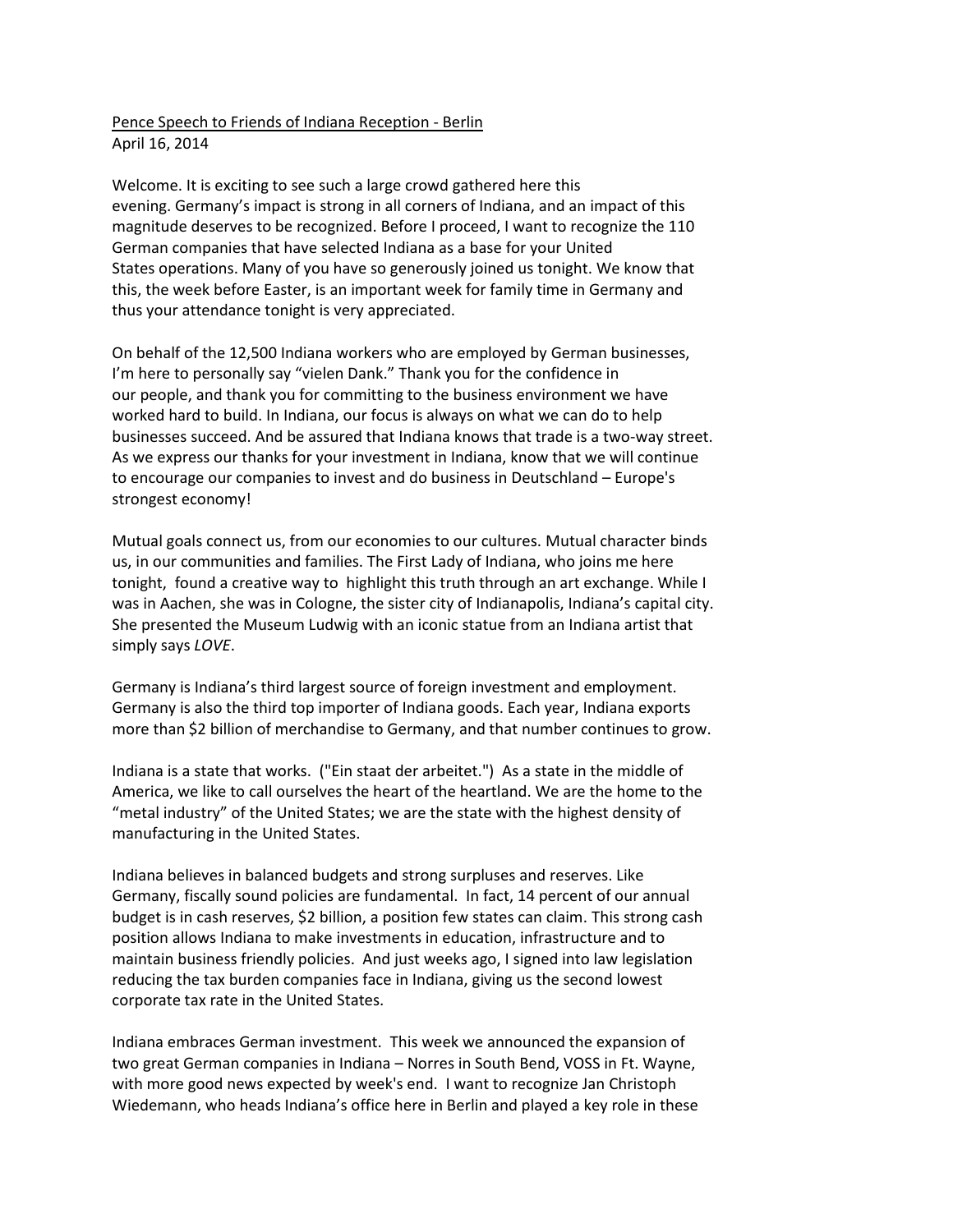<u>Pence Speech to Friends of Indiana Reception - Berlin</u>
April 16, 2014

Welcome. It is exciting to see such a large crowd gathered here this evening. Germany's impact is strong in all corners of Indiana, and an impact of this magnitude deserves to be recognized. Before I proceed, I want to recognize the 110 German companies that have selected Indiana as a base for your United States operations. Many of you have so generously joined us tonight. We know that this, the week before Easter, is an important week for family time in Germany and thus your attendance tonight is very appreciated.

On behalf of the 12,500 Indiana workers who are employed by German businesses, I'm here to personally say "vielen Dank." Thank you for the confidence in our people, and thank you for committing to the business environment we have worked hard to build. In Indiana, our focus is always on what we can do to help businesses succeed. And be assured that Indiana knows that trade is a two-way street. As we express our thanks for your investment in Indiana, know that we will continue to encourage our companies to invest and do business in Deutschland – Europe's strongest economy!

Mutual goals connect us, from our economies to our cultures. Mutual character binds us, in our communities and families. The First Lady of Indiana, who joins me here tonight, found a creative way to highlight this truth through an art exchange. While I was in Aachen, she was in Cologne, the sister city of Indianapolis, Indiana's capital city. She presented the Museum Ludwig with an iconic statue from an Indiana artist that simply says *LOVE*.

Germany is Indiana's third largest source of foreign investment and employment. Germany is also the third top importer of Indiana goods. Each year, Indiana exports more than $2 billion of merchandise to Germany, and that number continues to grow.

Indiana is a state that works. ("Ein staat der arbeitet.") As a state in the middle of America, we like to call ourselves the heart of the heartland. We are the home to the "metal industry" of the United States; we are the state with the highest density of manufacturing in the United States.

Indiana believes in balanced budgets and strong surpluses and reserves. Like Germany, fiscally sound policies are fundamental. In fact, 14 percent of our annual budget is in cash reserves, $2 billion, a position few states can claim. This strong cash position allows Indiana to make investments in education, infrastructure and to maintain business friendly policies. And just weeks ago, I signed into law legislation reducing the tax burden companies face in Indiana, giving us the second lowest corporate tax rate in the United States.

Indiana embraces German investment. This week we announced the expansion of two great German companies in Indiana – Norres in South Bend, VOSS in Ft. Wayne, with more good news expected by week's end. I want to recognize Jan Christoph Wiedemann, who heads Indiana's office here in Berlin and played a key role in these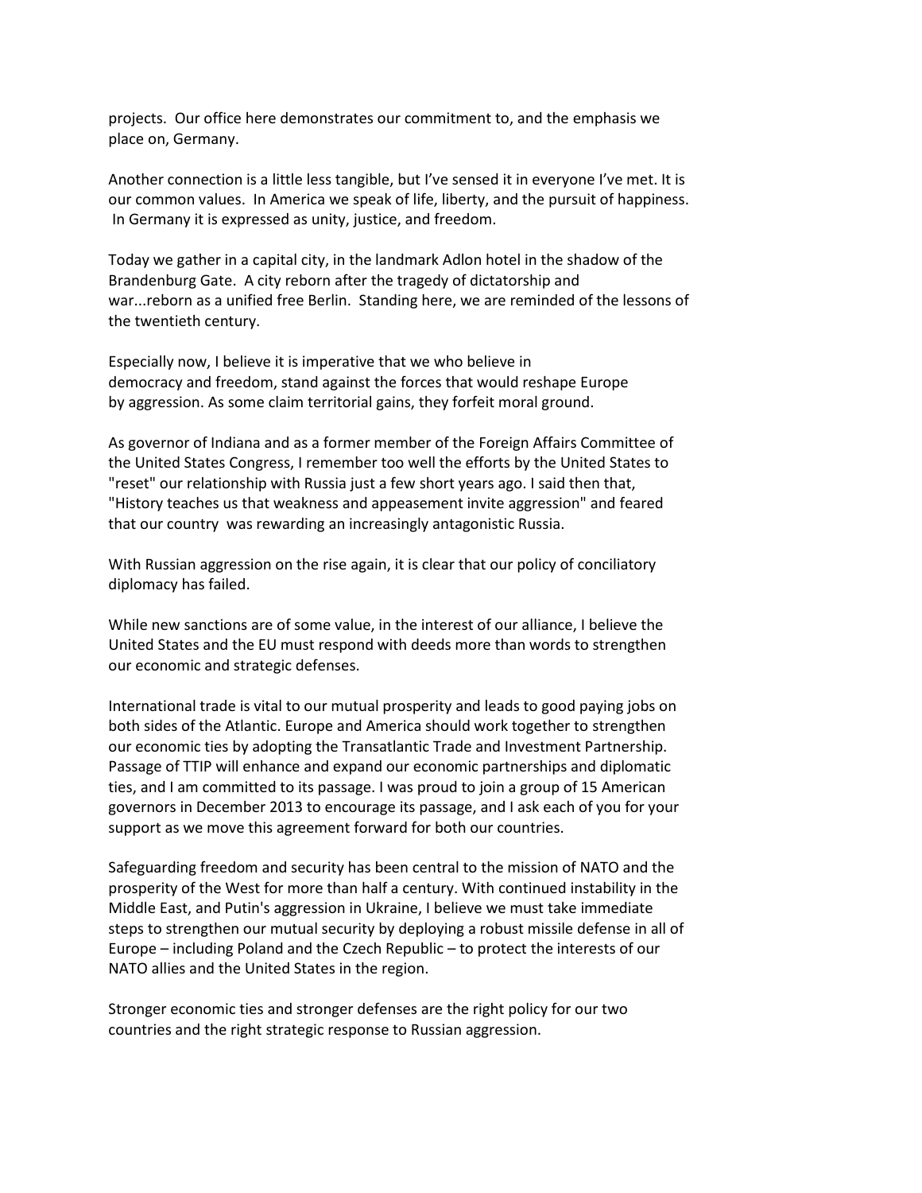projects. Our office here demonstrates our commitment to, and the emphasis we place on, Germany.

Another connection is a little less tangible, but I've sensed it in everyone I've met. It is our common values. In America we speak of life, liberty, and the pursuit of happiness. In Germany it is expressed as unity, justice, and freedom.

Today we gather in a capital city, in the landmark Adlon hotel in the shadow of the Brandenburg Gate. A city reborn after the tragedy of dictatorship and war...reborn as a unified free Berlin. Standing here, we are reminded of the lessons of the twentieth century.

Especially now, I believe it is imperative that we who believe in democracy and freedom, stand against the forces that would reshape Europe by aggression. As some claim territorial gains, they forfeit moral ground.

As governor of Indiana and as a former member of the Foreign Affairs Committee of the United States Congress, I remember too well the efforts by the United States to "reset" our relationship with Russia just a few short years ago. I said then that, "History teaches us that weakness and appeasement invite aggression" and feared that our country was rewarding an increasingly antagonistic Russia.

With Russian aggression on the rise again, it is clear that our policy of conciliatory diplomacy has failed.

While new sanctions are of some value, in the interest of our alliance, I believe the United States and the EU must respond with deeds more than words to strengthen our economic and strategic defenses.

International trade is vital to our mutual prosperity and leads to good paying jobs on both sides of the Atlantic. Europe and America should work together to strengthen our economic ties by adopting the Transatlantic Trade and Investment Partnership. Passage of TTIP will enhance and expand our economic partnerships and diplomatic ties, and I am committed to its passage. I was proud to join a group of 15 American governors in December 2013 to encourage its passage, and I ask each of you for your support as we move this agreement forward for both our countries.

Safeguarding freedom and security has been central to the mission of NATO and the prosperity of the West for more than half a century. With continued instability in the Middle East, and Putin's aggression in Ukraine, I believe we must take immediate steps to strengthen our mutual security by deploying a robust missile defense in all of Europe – including Poland and the Czech Republic – to protect the interests of our NATO allies and the United States in the region.

Stronger economic ties and stronger defenses are the right policy for our two countries and the right strategic response to Russian aggression.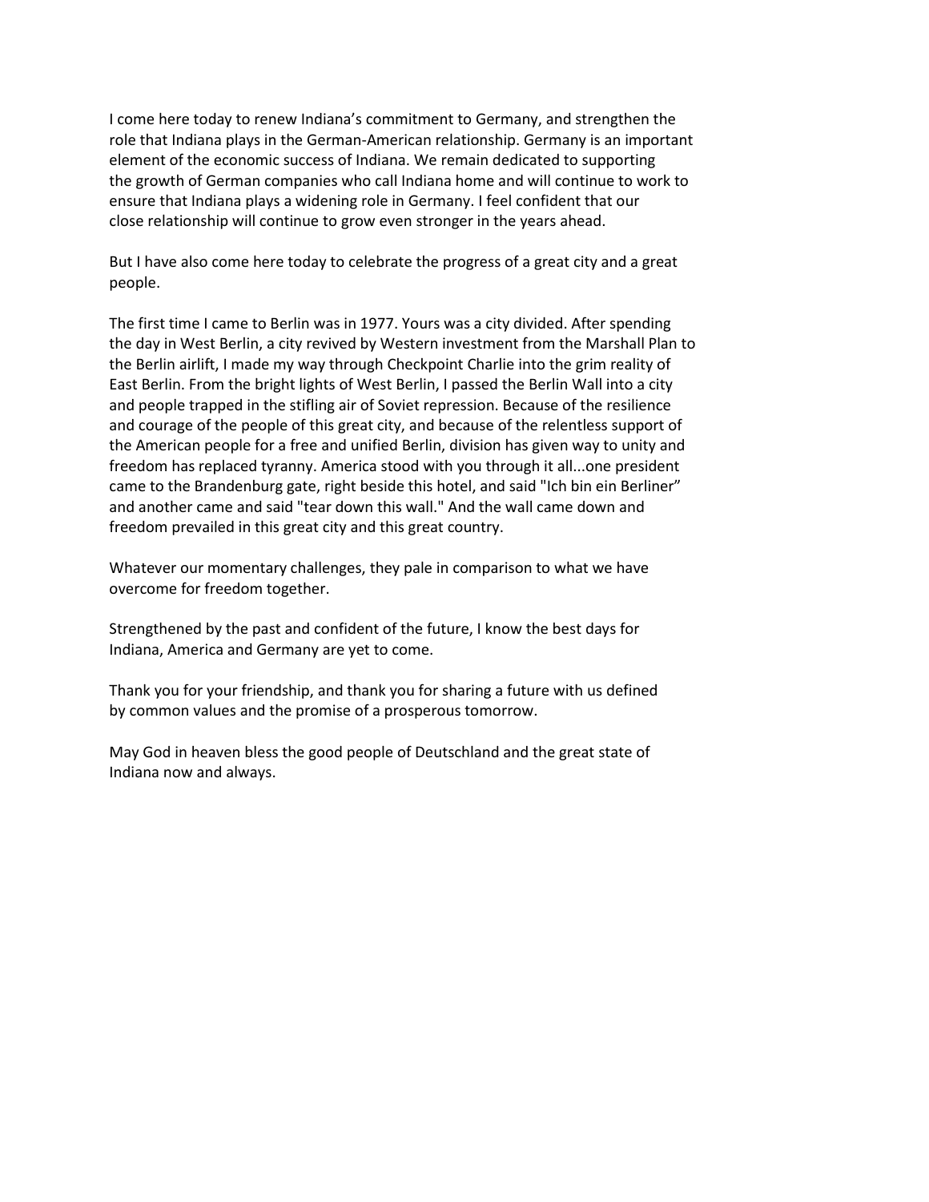I come here today to renew Indiana's commitment to Germany, and strengthen the role that Indiana plays in the German-American relationship. Germany is an important element of the economic success of Indiana. We remain dedicated to supporting the growth of German companies who call Indiana home and will continue to work to ensure that Indiana plays a widening role in Germany. I feel confident that our close relationship will continue to grow even stronger in the years ahead.

But I have also come here today to celebrate the progress of a great city and a great people.

The first time I came to Berlin was in 1977. Yours was a city divided. After spending the day in West Berlin, a city revived by Western investment from the Marshall Plan to the Berlin airlift, I made my way through Checkpoint Charlie into the grim reality of East Berlin. From the bright lights of West Berlin, I passed the Berlin Wall into a city and people trapped in the stifling air of Soviet repression. Because of the resilience and courage of the people of this great city, and because of the relentless support of the American people for a free and unified Berlin, division has given way to unity and freedom has replaced tyranny. America stood with you through it all...one president came to the Brandenburg gate, right beside this hotel, and said "Ich bin ein Berliner" and another came and said "tear down this wall." And the wall came down and freedom prevailed in this great city and this great country.

Whatever our momentary challenges, they pale in comparison to what we have overcome for freedom together.

Strengthened by the past and confident of the future, I know the best days for Indiana, America and Germany are yet to come.

Thank you for your friendship, and thank you for sharing a future with us defined by common values and the promise of a prosperous tomorrow.

May God in heaven bless the good people of Deutschland and the great state of Indiana now and always.